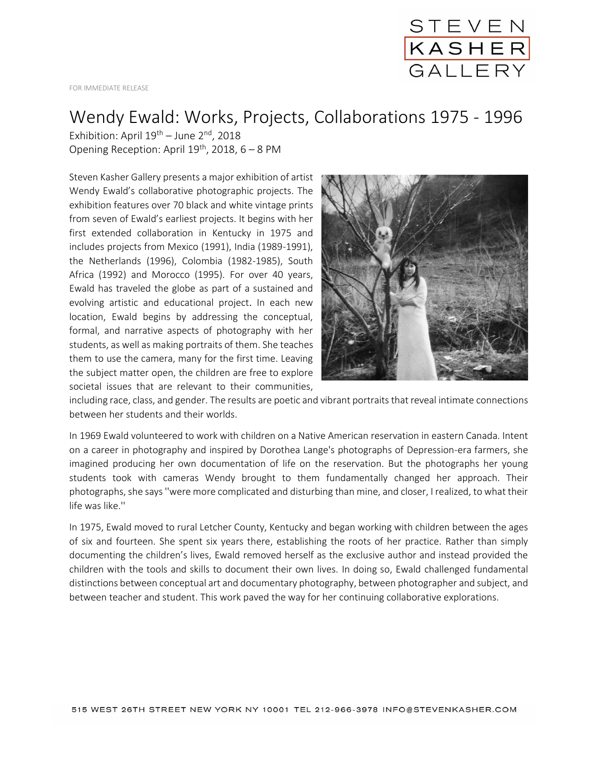STEVEN KASHER GALLERY

FOR IMMEDIATE RELEASE

# Wendy Ewald: Works, Projects, Collaborations 1975 - 1996

Exhibition: April 19th – June 2nd, 2018
Opening Reception: April 19th, 2018, 6 – 8 PM

Steven Kasher Gallery presents a major exhibition of artist Wendy Ewald's collaborative photographic projects. The exhibition features over 70 black and white vintage prints from seven of Ewald's earliest projects. It begins with her first extended collaboration in Kentucky in 1975 and includes projects from Mexico (1991), India (1989-1991), the Netherlands (1996), Colombia (1982-1985), South Africa (1992) and Morocco (1995). For over 40 years, Ewald has traveled the globe as part of a sustained and evolving artistic and educational project. In each new location, Ewald begins by addressing the conceptual, formal, and narrative aspects of photography with her students, as well as making portraits of them. She teaches them to use the camera, many for the first time. Leaving the subject matter open, the children are free to explore societal issues that are relevant to their communities, including race, class, and gender. The results are poetic and vibrant portraits that reveal intimate connections between her students and their worlds.

In 1969 Ewald volunteered to work with children on a Native American reservation in eastern Canada. Intent on a career in photography and inspired by Dorothea Lange's photographs of Depression-era farmers, she imagined producing her own documentation of life on the reservation. But the photographs her young students took with cameras Wendy brought to them fundamentally changed her approach. Their photographs, she says ''were more complicated and disturbing than mine, and closer, I realized, to what their life was like.''

In 1975, Ewald moved to rural Letcher County, Kentucky and began working with children between the ages of six and fourteen. She spent six years there, establishing the roots of her practice. Rather than simply documenting the children's lives, Ewald removed herself as the exclusive author and instead provided the children with the tools and skills to document their own lives. In doing so, Ewald challenged fundamental distinctions between conceptual art and documentary photography, between photographer and subject, and between teacher and student. This work paved the way for her continuing collaborative explorations.

515 WEST 26TH STREET NEW YORK NY 10001 TEL 212-966-3978 INFO@STEVENKASHER.COM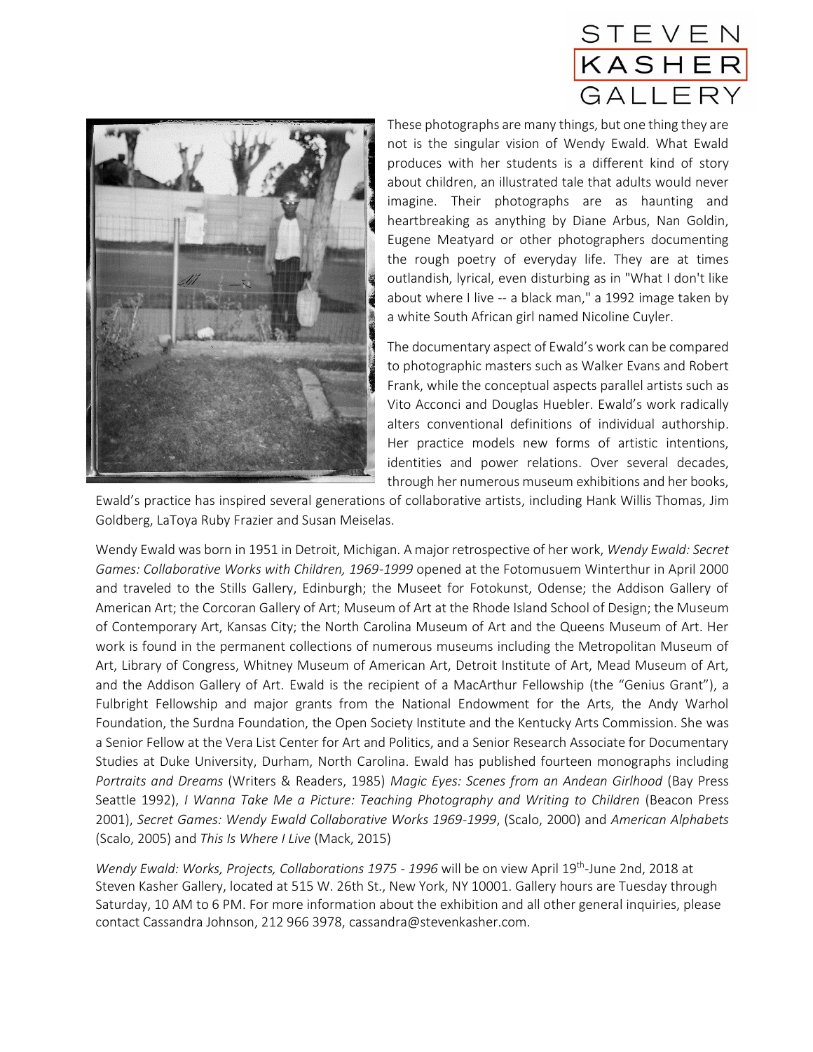These photographs are many things, but one thing they are not is the singular vision of Wendy Ewald. What Ewald produces with her students is a different kind of story about children, an illustrated tale that adults would never imagine. Their photographs are as haunting and heartbreaking as anything by Diane Arbus, Nan Goldin, Eugene Meatyard or other photographers documenting the rough poetry of everyday life. They are at times outlandish, lyrical, even disturbing as in "What I don't like about where I live -- a black man," a 1992 image taken by a white South African girl named Nicoline Cuyler.

The documentary aspect of Ewald's work can be compared to photographic masters such as Walker Evans and Robert Frank, while the conceptual aspects parallel artists such as Vito Acconci and Douglas Huebler. Ewald's work radically alters conventional definitions of individual authorship. Her practice models new forms of artistic intentions, identities and power relations. Over several decades, through her numerous museum exhibitions and her books, Ewald's practice has inspired several generations of collaborative artists, including Hank Willis Thomas, Jim Goldberg, LaToya Ruby Frazier and Susan Meiselas.

Wendy Ewald was born in 1951 in Detroit, Michigan. A major retrospective of her work, *Wendy Ewald: Secret Games: Collaborative Works with Children, 1969-1999* opened at the Fotomusuem Winterthur in April 2000 and traveled to the Stills Gallery, Edinburgh; the Museet for Fotokunst, Odense; the Addison Gallery of American Art; the Corcoran Gallery of Art; Museum of Art at the Rhode Island School of Design; the Museum of Contemporary Art, Kansas City; the North Carolina Museum of Art and the Queens Museum of Art. Her work is found in the permanent collections of numerous museums including the Metropolitan Museum of Art, Library of Congress, Whitney Museum of American Art, Detroit Institute of Art, Mead Museum of Art, and the Addison Gallery of Art. Ewald is the recipient of a MacArthur Fellowship (the "Genius Grant"), a Fulbright Fellowship and major grants from the National Endowment for the Arts, the Andy Warhol Foundation, the Surdna Foundation, the Open Society Institute and the Kentucky Arts Commission. She was a Senior Fellow at the Vera List Center for Art and Politics, and a Senior Research Associate for Documentary Studies at Duke University, Durham, North Carolina. Ewald has published fourteen monographs including *Portraits and Dreams* (Writers & Readers, 1985) *Magic Eyes: Scenes from an Andean Girlhood* (Bay Press Seattle 1992), *I Wanna Take Me a Picture: Teaching Photography and Writing to Children* (Beacon Press 2001), *Secret Games: Wendy Ewald Collaborative Works 1969-1999*, (Scalo, 2000) and *American Alphabets* (Scalo, 2005) and *This Is Where I Live* (Mack, 2015)

*Wendy Ewald: Works, Projects, Collaborations 1975 - 1996* will be on view April 19th-June 2nd, 2018 at Steven Kasher Gallery, located at 515 W. 26th St., New York, NY 10001. Gallery hours are Tuesday through Saturday, 10 AM to 6 PM. For more information about the exhibition and all other general inquiries, please contact Cassandra Johnson, 212 966 3978, cassandra@stevenkasher.com.